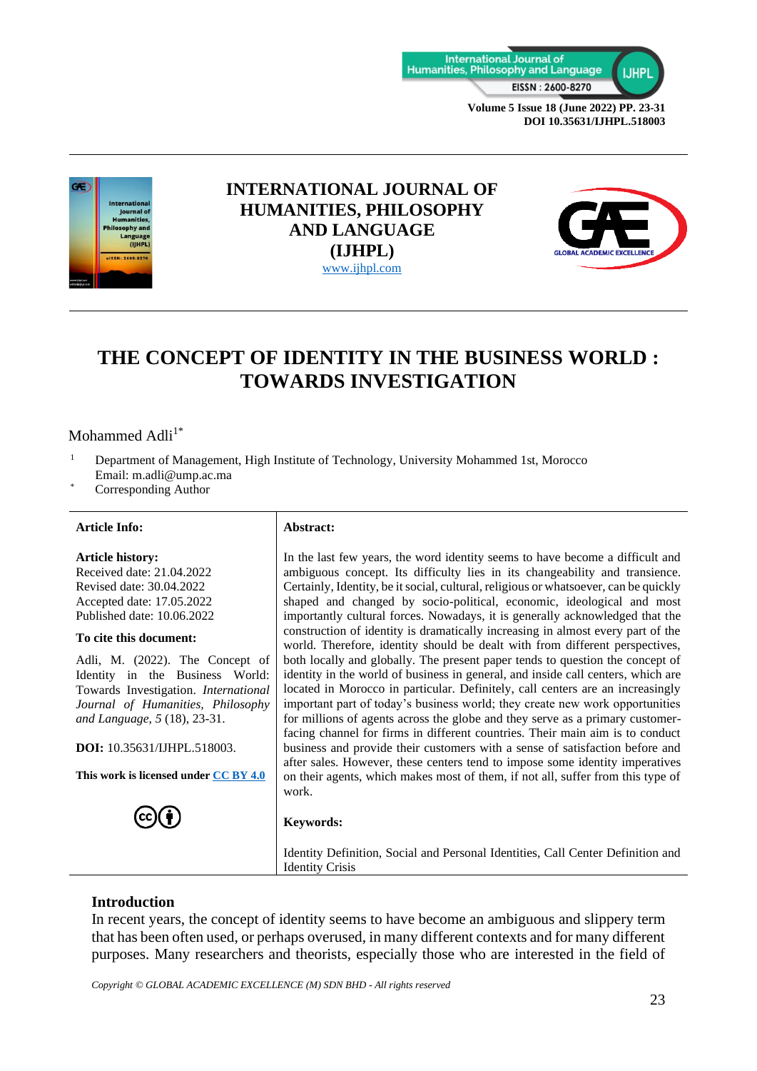# INTERNATIONAL JOURNAL OF HUMANITIES, PHILOSOPHY AND LANGUAGE (IJHPL)

www.ijhpl.com

# THE CONCEPT OF IDENTITY IN THE BUSINESS WORLD : TOWARDS INVESTIGATION

Mohammed Adli[1*]

[1] Department of Management, High Institute of Technology, University Mohammed 1st, Morocco
Email: m.adli@ump.ac.ma

[*] Corresponding Author

**Article Info:**

**Article history:**
Received date: 21.04.2022
Revised date: 30.04.2022
Accepted date: 17.05.2022
Published date: 10.06.2022

**To cite this document:**

Adli, M. (2022). The Concept of Identity in the Business World: Towards Investigation. *International Journal of Humanities, Philosophy and Language, 5* (18), 23-31.

**DOI:** 10.35631/IJHPL.518003.

**This work is licensed under CC BY 4.0**

**Abstract:**

In the last few years, the word identity seems to have become a difficult and ambiguous concept. Its difficulty lies in its changeability and transience. Certainly, Identity, be it social, cultural, religious or whatsoever, can be quickly shaped and changed by socio-political, economic, ideological and most importantly cultural forces. Nowadays, it is generally acknowledged that the construction of identity is dramatically increasing in almost every part of the world. Therefore, identity should be dealt with from different perspectives, both locally and globally. The present paper tends to question the concept of identity in the world of business in general, and inside call centers, which are located in Morocco in particular. Definitely, call centers are an increasingly important part of today's business world; they create new work opportunities for millions of agents across the globe and they serve as a primary customer-facing channel for firms in different countries. Their main aim is to conduct business and provide their customers with a sense of satisfaction before and after sales. However, these centers tend to impose some identity imperatives on their agents, which makes most of them, if not all, suffer from this type of work.

**Keywords:**

Identity Definition, Social and Personal Identities, Call Center Definition and Identity Crisis

## Introduction

In recent years, the concept of identity seems to have become an ambiguous and slippery term that has been often used, or perhaps overused, in many different contexts and for many different purposes. Many researchers and theorists, especially those who are interested in the field of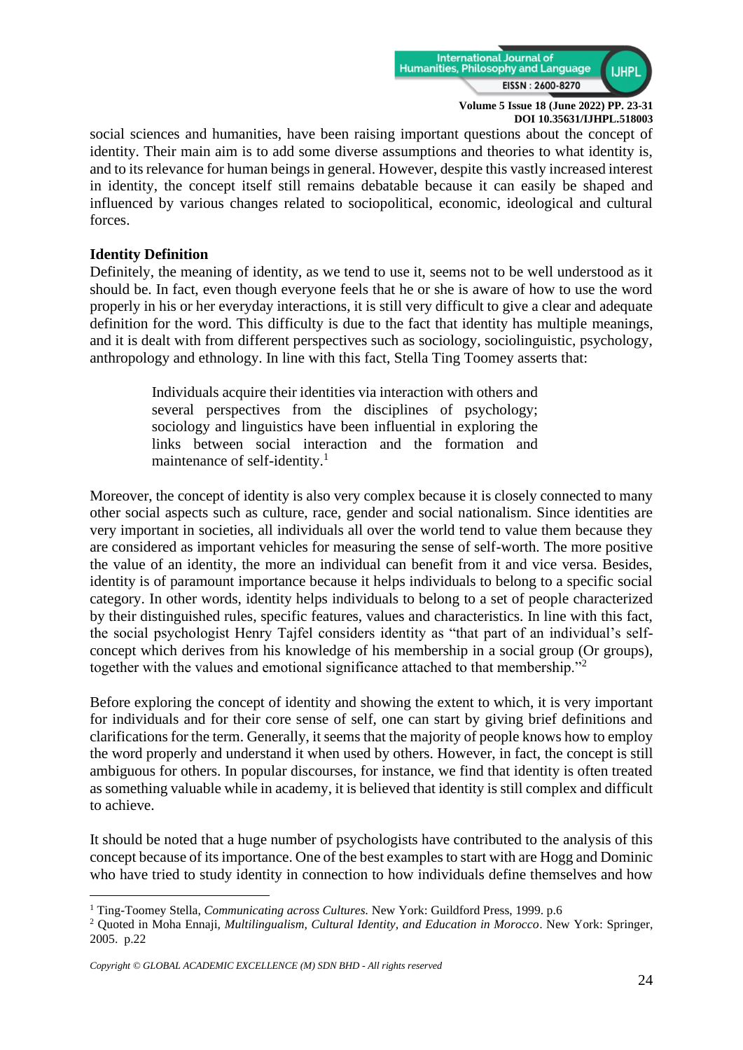social sciences and humanities, have been raising important questions about the concept of identity. Their main aim is to add some diverse assumptions and theories to what identity is, and to its relevance for human beings in general. However, despite this vastly increased interest in identity, the concept itself still remains debatable because it can easily be shaped and influenced by various changes related to sociopolitical, economic, ideological and cultural forces.

**Identity Definition**

Definitely, the meaning of identity, as we tend to use it, seems not to be well understood as it should be. In fact, even though everyone feels that he or she is aware of how to use the word properly in his or her everyday interactions, it is still very difficult to give a clear and adequate definition for the word. This difficulty is due to the fact that identity has multiple meanings, and it is dealt with from different perspectives such as sociology, sociolinguistic, psychology, anthropology and ethnology. In line with this fact, Stella Ting Toomey asserts that:

> Individuals acquire their identities via interaction with others and several perspectives from the disciplines of psychology; sociology and linguistics have been influential in exploring the links between social interaction and the formation and maintenance of self-identity.[1]

Moreover, the concept of identity is also very complex because it is closely connected to many other social aspects such as culture, race, gender and social nationalism. Since identities are very important in societies, all individuals all over the world tend to value them because they are considered as important vehicles for measuring the sense of self-worth. The more positive the value of an identity, the more an individual can benefit from it and vice versa. Besides, identity is of paramount importance because it helps individuals to belong to a specific social category. In other words, identity helps individuals to belong to a set of people characterized by their distinguished rules, specific features, values and characteristics. In line with this fact, the social psychologist Henry Tajfel considers identity as "that part of an individual's self-concept which derives from his knowledge of his membership in a social group (Or groups), together with the values and emotional significance attached to that membership."[2]

Before exploring the concept of identity and showing the extent to which, it is very important for individuals and for their core sense of self, one can start by giving brief definitions and clarifications for the term. Generally, it seems that the majority of people knows how to employ the word properly and understand it when used by others. However, in fact, the concept is still ambiguous for others. In popular discourses, for instance, we find that identity is often treated as something valuable while in academy, it is believed that identity is still complex and difficult to achieve.

It should be noted that a huge number of psychologists have contributed to the analysis of this concept because of its importance. One of the best examples to start with are Hogg and Dominic who have tried to study identity in connection to how individuals define themselves and how

---

[1] Ting-Toomey Stella, *Communicating across Cultures.* New York: Guildford Press, 1999. p.6

[2] Quoted in Moha Ennaji, *Multilingualism, Cultural Identity, and Education in Morocco*. New York: Springer, 2005. p.22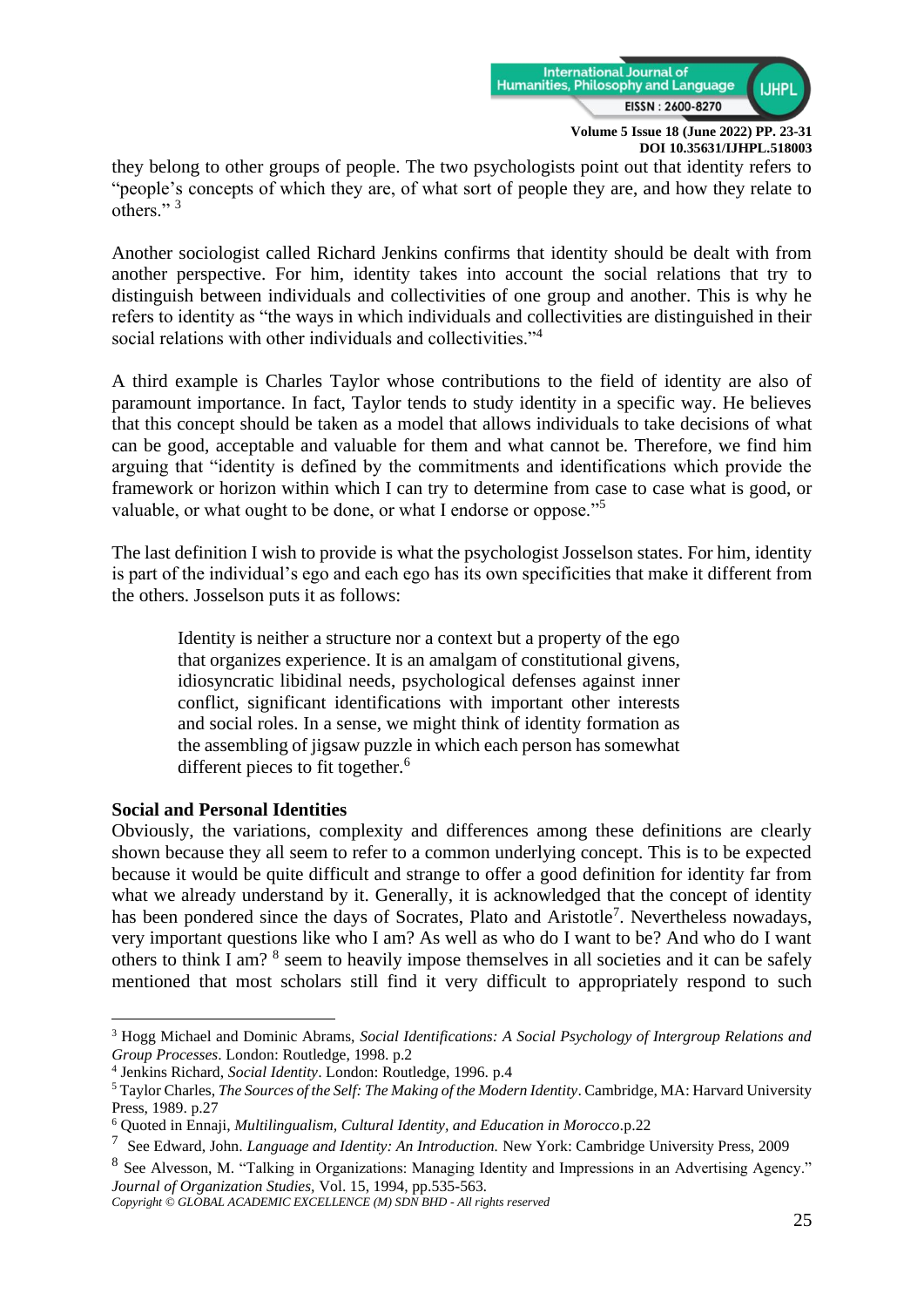they belong to other groups of people. The two psychologists point out that identity refers to "people's concepts of which they are, of what sort of people they are, and how they relate to others." [3]

Another sociologist called Richard Jenkins confirms that identity should be dealt with from another perspective. For him, identity takes into account the social relations that try to distinguish between individuals and collectivities of one group and another. This is why he refers to identity as "the ways in which individuals and collectivities are distinguished in their social relations with other individuals and collectivities."[4]

A third example is Charles Taylor whose contributions to the field of identity are also of paramount importance. In fact, Taylor tends to study identity in a specific way. He believes that this concept should be taken as a model that allows individuals to take decisions of what can be good, acceptable and valuable for them and what cannot be. Therefore, we find him arguing that "identity is defined by the commitments and identifications which provide the framework or horizon within which I can try to determine from case to case what is good, or valuable, or what ought to be done, or what I endorse or oppose."[5]

The last definition I wish to provide is what the psychologist Josselson states. For him, identity is part of the individual's ego and each ego has its own specificities that make it different from the others. Josselson puts it as follows:

> Identity is neither a structure nor a context but a property of the ego that organizes experience. It is an amalgam of constitutional givens, idiosyncratic libidinal needs, psychological defenses against inner conflict, significant identifications with important other interests and social roles. In a sense, we might think of identity formation as the assembling of jigsaw puzzle in which each person has somewhat different pieces to fit together.[6]

**Social and Personal Identities**

Obviously, the variations, complexity and differences among these definitions are clearly shown because they all seem to refer to a common underlying concept. This is to be expected because it would be quite difficult and strange to offer a good definition for identity far from what we already understand by it. Generally, it is acknowledged that the concept of identity has been pondered since the days of Socrates, Plato and Aristotle[7]. Nevertheless nowadays, very important questions like who I am? As well as who do I want to be? And who do I want others to think I am? [8] seem to heavily impose themselves in all societies and it can be safely mentioned that most scholars still find it very difficult to appropriately respond to such

---

[3] Hogg Michael and Dominic Abrams, *Social Identifications: A Social Psychology of Intergroup Relations and Group Processes*. London: Routledge, 1998. p.2

[4] Jenkins Richard, *Social Identity*. London: Routledge, 1996. p.4

[5] Taylor Charles, *The Sources of the Self: The Making of the Modern Identity*. Cambridge, MA: Harvard University Press, 1989. p.27

[6] Quoted in Ennaji, *Multilingualism, Cultural Identity, and Education in Morocco*.p.22

[7] See Edward, John. *Language and Identity: An Introduction.* New York: Cambridge University Press, 2009

[8] See Alvesson, M. "Talking in Organizations: Managing Identity and Impressions in an Advertising Agency." *Journal of Organization Studies*, Vol. 15, 1994, pp.535-563.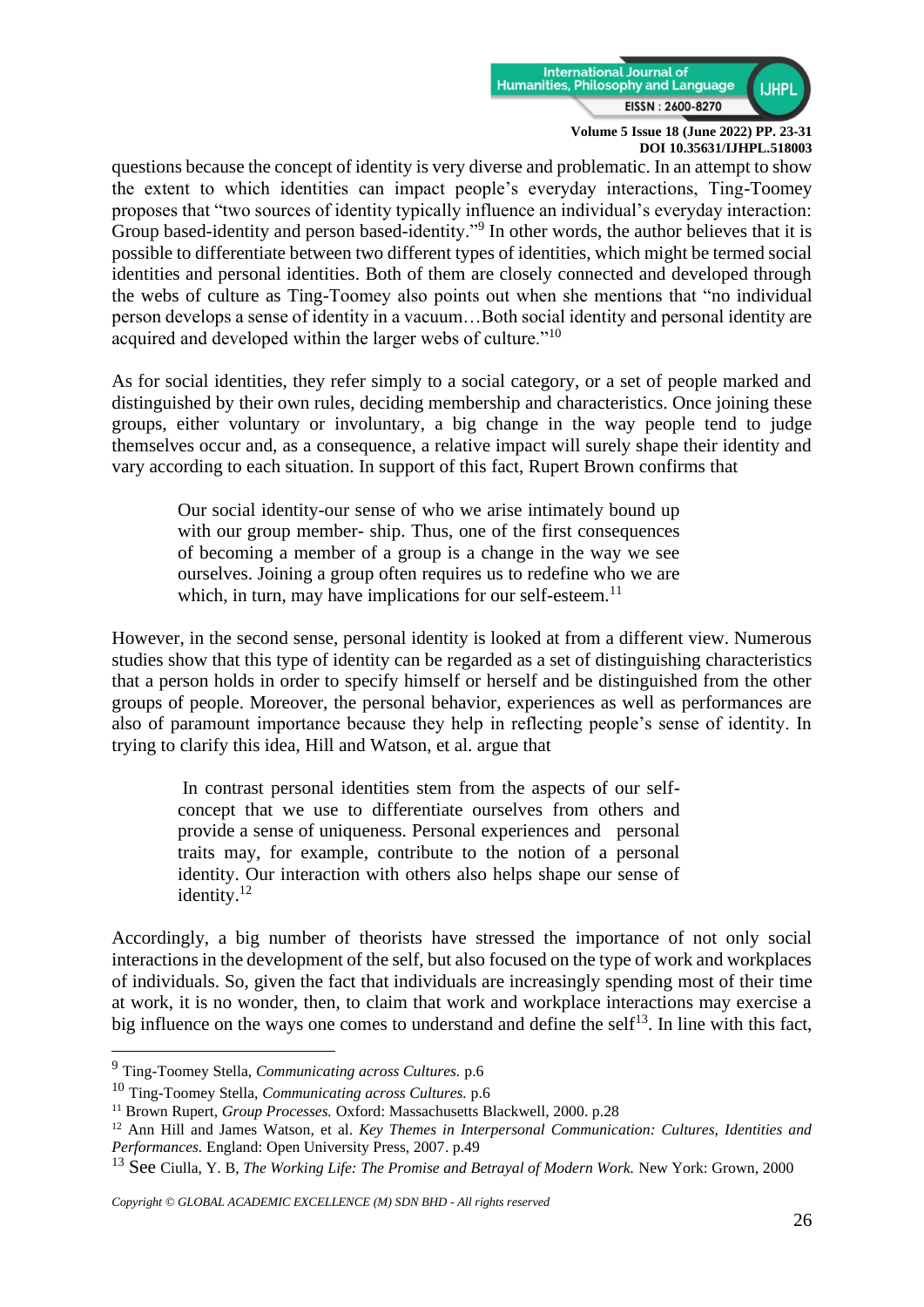questions because the concept of identity is very diverse and problematic. In an attempt to show the extent to which identities can impact people's everyday interactions, Ting-Toomey proposes that "two sources of identity typically influence an individual's everyday interaction: Group based-identity and person based-identity."[9] In other words, the author believes that it is possible to differentiate between two different types of identities, which might be termed social identities and personal identities. Both of them are closely connected and developed through the webs of culture as Ting-Toomey also points out when she mentions that "no individual person develops a sense of identity in a vacuum…Both social identity and personal identity are acquired and developed within the larger webs of culture."[10]

As for social identities, they refer simply to a social category, or a set of people marked and distinguished by their own rules, deciding membership and characteristics. Once joining these groups, either voluntary or involuntary, a big change in the way people tend to judge themselves occur and, as a consequence, a relative impact will surely shape their identity and vary according to each situation. In support of this fact, Rupert Brown confirms that

> Our social identity-our sense of who we arise intimately bound up with our group member- ship. Thus, one of the first consequences of becoming a member of a group is a change in the way we see ourselves. Joining a group often requires us to redefine who we are which, in turn, may have implications for our self-esteem.[11]

However, in the second sense, personal identity is looked at from a different view. Numerous studies show that this type of identity can be regarded as a set of distinguishing characteristics that a person holds in order to specify himself or herself and be distinguished from the other groups of people. Moreover, the personal behavior, experiences as well as performances are also of paramount importance because they help in reflecting people's sense of identity. In trying to clarify this idea, Hill and Watson, et al. argue that

> In contrast personal identities stem from the aspects of our self-concept that we use to differentiate ourselves from others and provide a sense of uniqueness. Personal experiences and personal traits may, for example, contribute to the notion of a personal identity. Our interaction with others also helps shape our sense of identity.[12]

Accordingly, a big number of theorists have stressed the importance of not only social interactions in the development of the self, but also focused on the type of work and workplaces of individuals. So, given the fact that individuals are increasingly spending most of their time at work, it is no wonder, then, to claim that work and workplace interactions may exercise a big influence on the ways one comes to understand and define the self[13]. In line with this fact,

---

[9] Ting-Toomey Stella, *Communicating across Cultures.* p.6

[10] Ting-Toomey Stella, *Communicating across Cultures.* p.6

[11] Brown Rupert, *Group Processes.* Oxford: Massachusetts Blackwell, 2000. p.28

[12] Ann Hill and James Watson, et al. *Key Themes in Interpersonal Communication: Cultures, Identities and Performances.* England: Open University Press, 2007. p.49

[13] See Ciulla, Y. B, *The Working Life: The Promise and Betrayal of Modern Work.* New York: Grown, 2000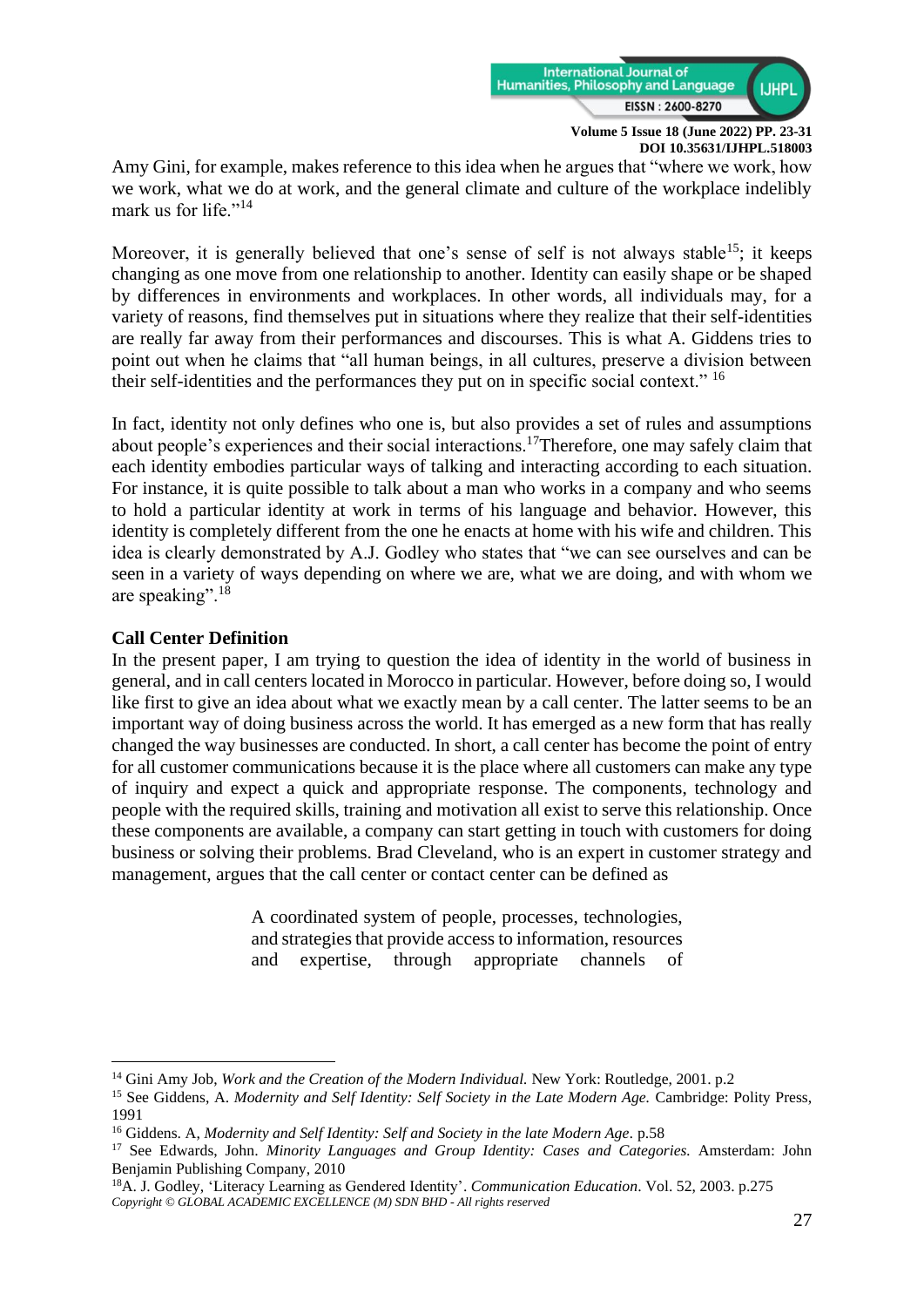Amy Gini, for example, makes reference to this idea when he argues that "where we work, how we work, what we do at work, and the general climate and culture of the workplace indelibly mark us for life."[14]

Moreover, it is generally believed that one's sense of self is not always stable[15]; it keeps changing as one move from one relationship to another. Identity can easily shape or be shaped by differences in environments and workplaces. In other words, all individuals may, for a variety of reasons, find themselves put in situations where they realize that their self-identities are really far away from their performances and discourses. This is what A. Giddens tries to point out when he claims that "all human beings, in all cultures, preserve a division between their self-identities and the performances they put on in specific social context." [16]

In fact, identity not only defines who one is, but also provides a set of rules and assumptions about people's experiences and their social interactions.[17]Therefore, one may safely claim that each identity embodies particular ways of talking and interacting according to each situation. For instance, it is quite possible to talk about a man who works in a company and who seems to hold a particular identity at work in terms of his language and behavior. However, this identity is completely different from the one he enacts at home with his wife and children. This idea is clearly demonstrated by A.J. Godley who states that "we can see ourselves and can be seen in a variety of ways depending on where we are, what we are doing, and with whom we are speaking".[18]

**Call Center Definition**

In the present paper, I am trying to question the idea of identity in the world of business in general, and in call centers located in Morocco in particular. However, before doing so, I would like first to give an idea about what we exactly mean by a call center. The latter seems to be an important way of doing business across the world. It has emerged as a new form that has really changed the way businesses are conducted. In short, a call center has become the point of entry for all customer communications because it is the place where all customers can make any type of inquiry and expect a quick and appropriate response. The components, technology and people with the required skills, training and motivation all exist to serve this relationship. Once these components are available, a company can start getting in touch with customers for doing business or solving their problems. Brad Cleveland, who is an expert in customer strategy and management, argues that the call center or contact center can be defined as

> A coordinated system of people, processes, technologies, and strategies that provide access to information, resources and expertise, through appropriate channels of

---

[14] Gini Amy Job, *Work and the Creation of the Modern Individual.* New York: Routledge, 2001. p.2

[15] See Giddens, A. *Modernity and Self Identity: Self Society in the Late Modern Age.* Cambridge: Polity Press, 1991

[16] Giddens. A, *Modernity and Self Identity: Self and Society in the late Modern Age*. p.58

[17] See Edwards, John. *Minority Languages and Group Identity: Cases and Categories.* Amsterdam: John Benjamin Publishing Company, 2010

[18] A. J. Godley, 'Literacy Learning as Gendered Identity'. *Communication Education*. Vol. 52, 2003. p.275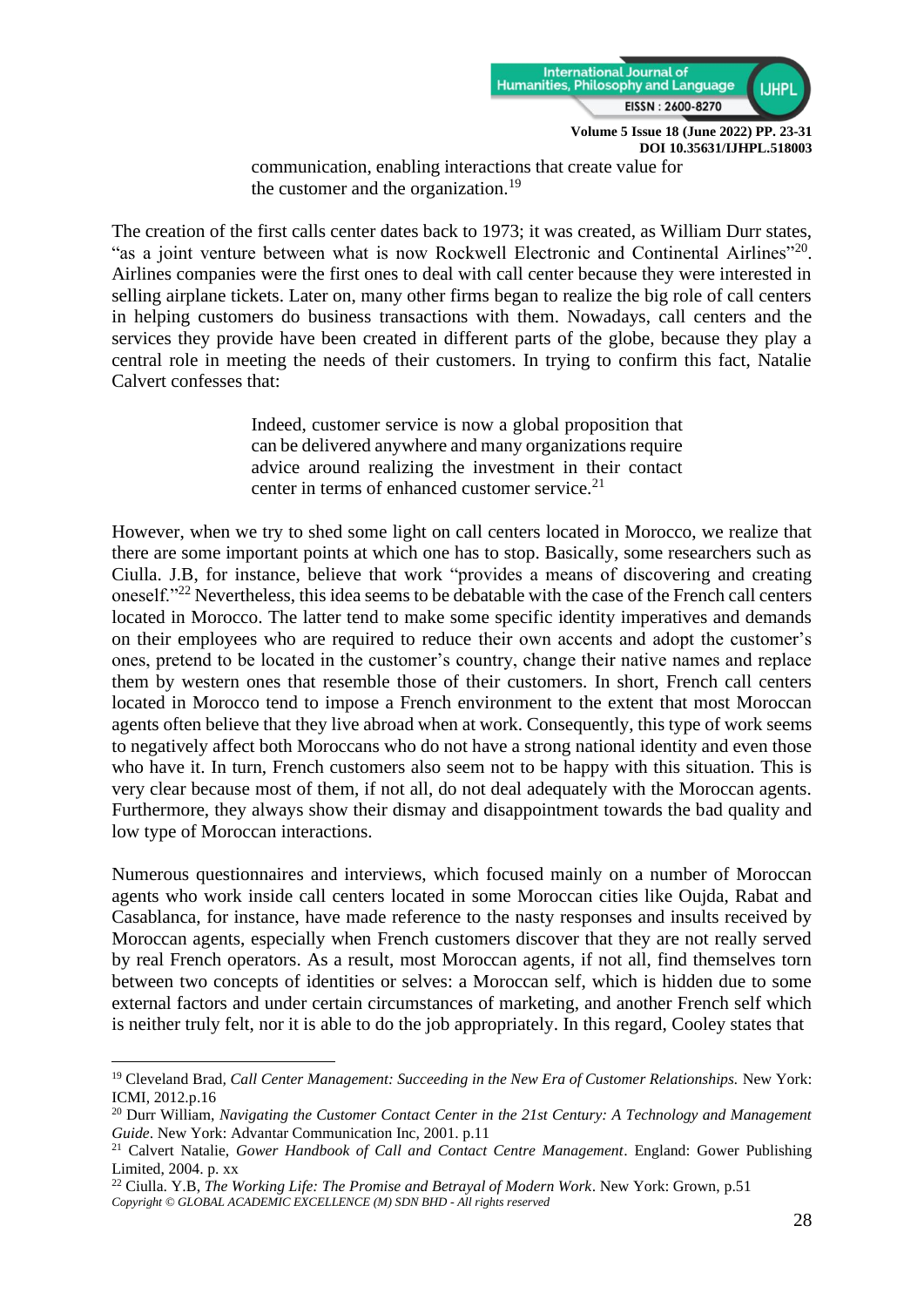> communication, enabling interactions that create value for the customer and the organization.[19]

The creation of the first calls center dates back to 1973; it was created, as William Durr states, "as a joint venture between what is now Rockwell Electronic and Continental Airlines"[20]. Airlines companies were the first ones to deal with call center because they were interested in selling airplane tickets. Later on, many other firms began to realize the big role of call centers in helping customers do business transactions with them. Nowadays, call centers and the services they provide have been created in different parts of the globe, because they play a central role in meeting the needs of their customers. In trying to confirm this fact, Natalie Calvert confesses that:

> Indeed, customer service is now a global proposition that can be delivered anywhere and many organizations require advice around realizing the investment in their contact center in terms of enhanced customer service.[21]

However, when we try to shed some light on call centers located in Morocco, we realize that there are some important points at which one has to stop. Basically, some researchers such as Ciulla. J.B, for instance, believe that work "provides a means of discovering and creating oneself."[22] Nevertheless, this idea seems to be debatable with the case of the French call centers located in Morocco. The latter tend to make some specific identity imperatives and demands on their employees who are required to reduce their own accents and adopt the customer's ones, pretend to be located in the customer's country, change their native names and replace them by western ones that resemble those of their customers. In short, French call centers located in Morocco tend to impose a French environment to the extent that most Moroccan agents often believe that they live abroad when at work. Consequently, this type of work seems to negatively affect both Moroccans who do not have a strong national identity and even those who have it. In turn, French customers also seem not to be happy with this situation. This is very clear because most of them, if not all, do not deal adequately with the Moroccan agents. Furthermore, they always show their dismay and disappointment towards the bad quality and low type of Moroccan interactions.

Numerous questionnaires and interviews, which focused mainly on a number of Moroccan agents who work inside call centers located in some Moroccan cities like Oujda, Rabat and Casablanca, for instance, have made reference to the nasty responses and insults received by Moroccan agents, especially when French customers discover that they are not really served by real French operators. As a result, most Moroccan agents, if not all, find themselves torn between two concepts of identities or selves: a Moroccan self, which is hidden due to some external factors and under certain circumstances of marketing, and another French self which is neither truly felt, nor it is able to do the job appropriately. In this regard, Cooley states that

---

[19] Cleveland Brad, *Call Center Management: Succeeding in the New Era of Customer Relationships.* New York: ICMI, 2012.p.16

[20] Durr William, *Navigating the Customer Contact Center in the 21st Century: A Technology and Management Guide*. New York: Advantar Communication Inc, 2001. p.11

[21] Calvert Natalie, *Gower Handbook of Call and Contact Centre Management*. England: Gower Publishing Limited, 2004. p. xx

[22] Ciulla. Y.B, *The Working Life: The Promise and Betrayal of Modern Work*. New York: Grown, p.51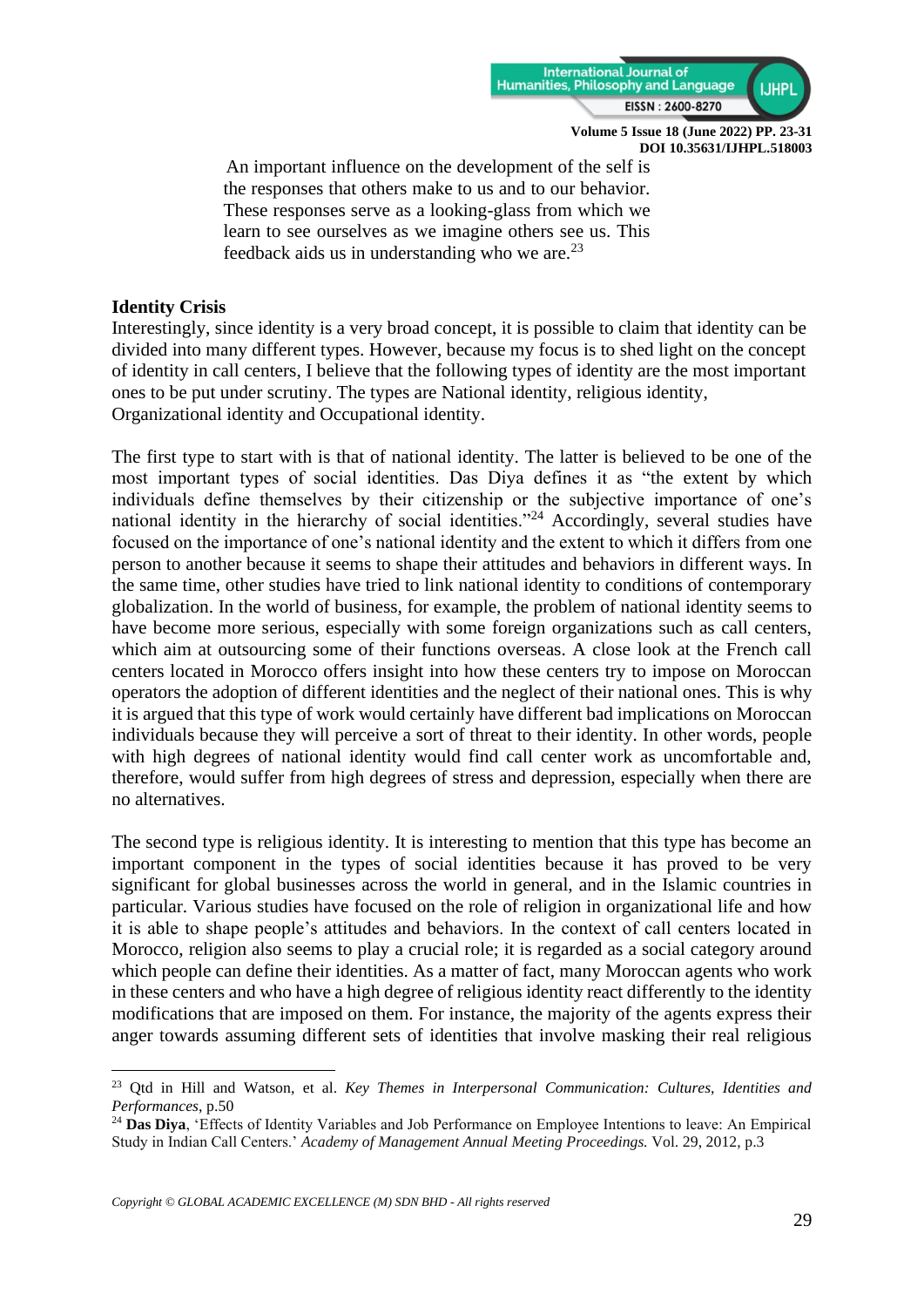> An important influence on the development of the self is the responses that others make to us and to our behavior. These responses serve as a looking-glass from which we learn to see ourselves as we imagine others see us. This feedback aids us in understanding who we are.[23]

**Identity Crisis**

Interestingly, since identity is a very broad concept, it is possible to claim that identity can be divided into many different types. However, because my focus is to shed light on the concept of identity in call centers, I believe that the following types of identity are the most important ones to be put under scrutiny. The types are National identity, religious identity, Organizational identity and Occupational identity.

The first type to start with is that of national identity. The latter is believed to be one of the most important types of social identities. Das Diya defines it as "the extent by which individuals define themselves by their citizenship or the subjective importance of one's national identity in the hierarchy of social identities."[24] Accordingly, several studies have focused on the importance of one's national identity and the extent to which it differs from one person to another because it seems to shape their attitudes and behaviors in different ways. In the same time, other studies have tried to link national identity to conditions of contemporary globalization. In the world of business, for example, the problem of national identity seems to have become more serious, especially with some foreign organizations such as call centers, which aim at outsourcing some of their functions overseas. A close look at the French call centers located in Morocco offers insight into how these centers try to impose on Moroccan operators the adoption of different identities and the neglect of their national ones. This is why it is argued that this type of work would certainly have different bad implications on Moroccan individuals because they will perceive a sort of threat to their identity. In other words, people with high degrees of national identity would find call center work as uncomfortable and, therefore, would suffer from high degrees of stress and depression, especially when there are no alternatives.

The second type is religious identity. It is interesting to mention that this type has become an important component in the types of social identities because it has proved to be very significant for global businesses across the world in general, and in the Islamic countries in particular. Various studies have focused on the role of religion in organizational life and how it is able to shape people's attitudes and behaviors. In the context of call centers located in Morocco, religion also seems to play a crucial role; it is regarded as a social category around which people can define their identities. As a matter of fact, many Moroccan agents who work in these centers and who have a high degree of religious identity react differently to the identity modifications that are imposed on them. For instance, the majority of the agents express their anger towards assuming different sets of identities that involve masking their real religious

---

[23] Qtd in Hill and Watson, et al. *Key Themes in Interpersonal Communication: Cultures, Identities and Performances*, p.50

[24] **Das Diya**, 'Effects of Identity Variables and Job Performance on Employee Intentions to leave: An Empirical Study in Indian Call Centers.' *Academy of Management Annual Meeting Proceedings.* Vol. 29, 2012, p.3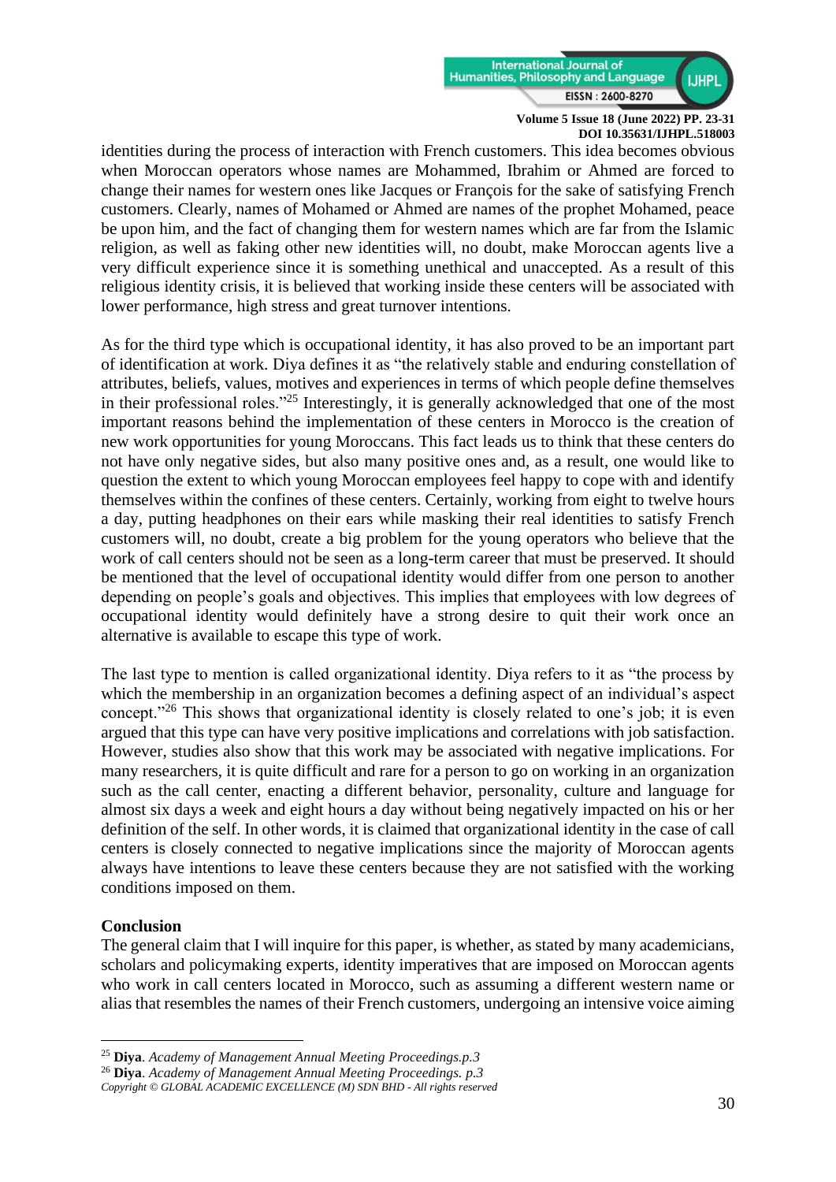identities during the process of interaction with French customers. This idea becomes obvious when Moroccan operators whose names are Mohammed, Ibrahim or Ahmed are forced to change their names for western ones like Jacques or François for the sake of satisfying French customers. Clearly, names of Mohamed or Ahmed are names of the prophet Mohamed, peace be upon him, and the fact of changing them for western names which are far from the Islamic religion, as well as faking other new identities will, no doubt, make Moroccan agents live a very difficult experience since it is something unethical and unaccepted. As a result of this religious identity crisis, it is believed that working inside these centers will be associated with lower performance, high stress and great turnover intentions.

As for the third type which is occupational identity, it has also proved to be an important part of identification at work. Diya defines it as "the relatively stable and enduring constellation of attributes, beliefs, values, motives and experiences in terms of which people define themselves in their professional roles."[25] Interestingly, it is generally acknowledged that one of the most important reasons behind the implementation of these centers in Morocco is the creation of new work opportunities for young Moroccans. This fact leads us to think that these centers do not have only negative sides, but also many positive ones and, as a result, one would like to question the extent to which young Moroccan employees feel happy to cope with and identify themselves within the confines of these centers. Certainly, working from eight to twelve hours a day, putting headphones on their ears while masking their real identities to satisfy French customers will, no doubt, create a big problem for the young operators who believe that the work of call centers should not be seen as a long-term career that must be preserved. It should be mentioned that the level of occupational identity would differ from one person to another depending on people's goals and objectives. This implies that employees with low degrees of occupational identity would definitely have a strong desire to quit their work once an alternative is available to escape this type of work.

The last type to mention is called organizational identity. Diya refers to it as "the process by which the membership in an organization becomes a defining aspect of an individual's aspect concept."[26] This shows that organizational identity is closely related to one's job; it is even argued that this type can have very positive implications and correlations with job satisfaction. However, studies also show that this work may be associated with negative implications. For many researchers, it is quite difficult and rare for a person to go on working in an organization such as the call center, enacting a different behavior, personality, culture and language for almost six days a week and eight hours a day without being negatively impacted on his or her definition of the self. In other words, it is claimed that organizational identity in the case of call centers is closely connected to negative implications since the majority of Moroccan agents always have intentions to leave these centers because they are not satisfied with the working conditions imposed on them.

**Conclusion**

The general claim that I will inquire for this paper, is whether, as stated by many academicians, scholars and policymaking experts, identity imperatives that are imposed on Moroccan agents who work in call centers located in Morocco, such as assuming a different western name or alias that resembles the names of their French customers, undergoing an intensive voice aiming

---

[25] **Diya**. *Academy of Management Annual Meeting Proceedings.p.3*

[26] **Diya**. *Academy of Management Annual Meeting Proceedings. p.3*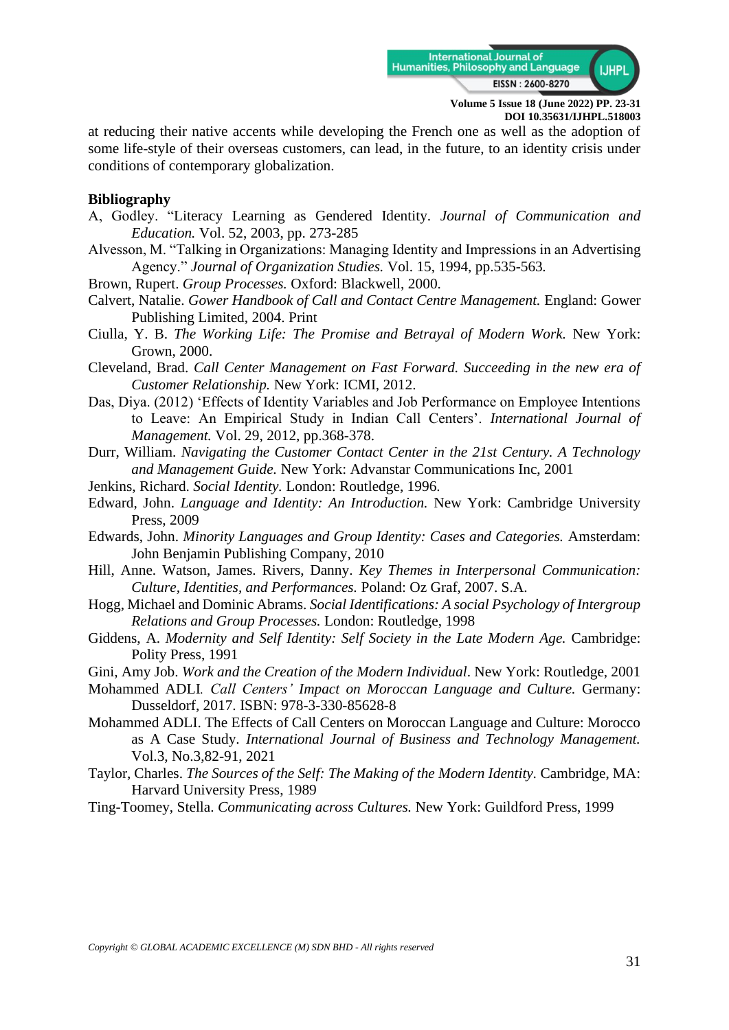at reducing their native accents while developing the French one as well as the adoption of some life-style of their overseas customers, can lead, in the future, to an identity crisis under conditions of contemporary globalization.

**Bibliography**

A, Godley. "Literacy Learning as Gendered Identity. *Journal of Communication and Education.* Vol. 52, 2003, pp. 273-285

Alvesson, M. "Talking in Organizations: Managing Identity and Impressions in an Advertising Agency." *Journal of Organization Studies.* Vol. 15, 1994, pp.535-563.

Brown, Rupert. *Group Processes.* Oxford: Blackwell, 2000.

Calvert, Natalie. *Gower Handbook of Call and Contact Centre Management.* England: Gower Publishing Limited, 2004. Print

Ciulla, Y. B. *The Working Life: The Promise and Betrayal of Modern Work.* New York: Grown, 2000.

Cleveland, Brad. *Call Center Management on Fast Forward. Succeeding in the new era of Customer Relationship.* New York: ICMI, 2012.

Das, Diya. (2012) 'Effects of Identity Variables and Job Performance on Employee Intentions to Leave: An Empirical Study in Indian Call Centers'. *International Journal of Management.* Vol. 29, 2012, pp.368-378.

Durr, William. *Navigating the Customer Contact Center in the 21st Century. A Technology and Management Guide.* New York: Advanstar Communications Inc, 2001

Jenkins, Richard. *Social Identity.* London: Routledge, 1996.

Edward, John. *Language and Identity: An Introduction.* New York: Cambridge University Press, 2009

Edwards, John. *Minority Languages and Group Identity: Cases and Categories.* Amsterdam: John Benjamin Publishing Company, 2010

Hill, Anne. Watson, James. Rivers, Danny. *Key Themes in Interpersonal Communication: Culture, Identities, and Performances.* Poland: Oz Graf, 2007. S.A.

Hogg, Michael and Dominic Abrams. *Social Identifications: A social Psychology of Intergroup Relations and Group Processes.* London: Routledge, 1998

Giddens, A. *Modernity and Self Identity: Self Society in the Late Modern Age.* Cambridge: Polity Press, 1991

Gini, Amy Job. *Work and the Creation of the Modern Individual*. New York: Routledge, 2001

Mohammed ADLI. *Call Centers' Impact on Moroccan Language and Culture.* Germany: Dusseldorf, 2017. ISBN: 978-3-330-85628-8

Mohammed ADLI. The Effects of Call Centers on Moroccan Language and Culture: Morocco as A Case Study. *International Journal of Business and Technology Management.* Vol.3, No.3,82-91, 2021

Taylor, Charles. *The Sources of the Self: The Making of the Modern Identity*. Cambridge, MA: Harvard University Press, 1989

Ting-Toomey, Stella. *Communicating across Cultures.* New York: Guildford Press, 1999